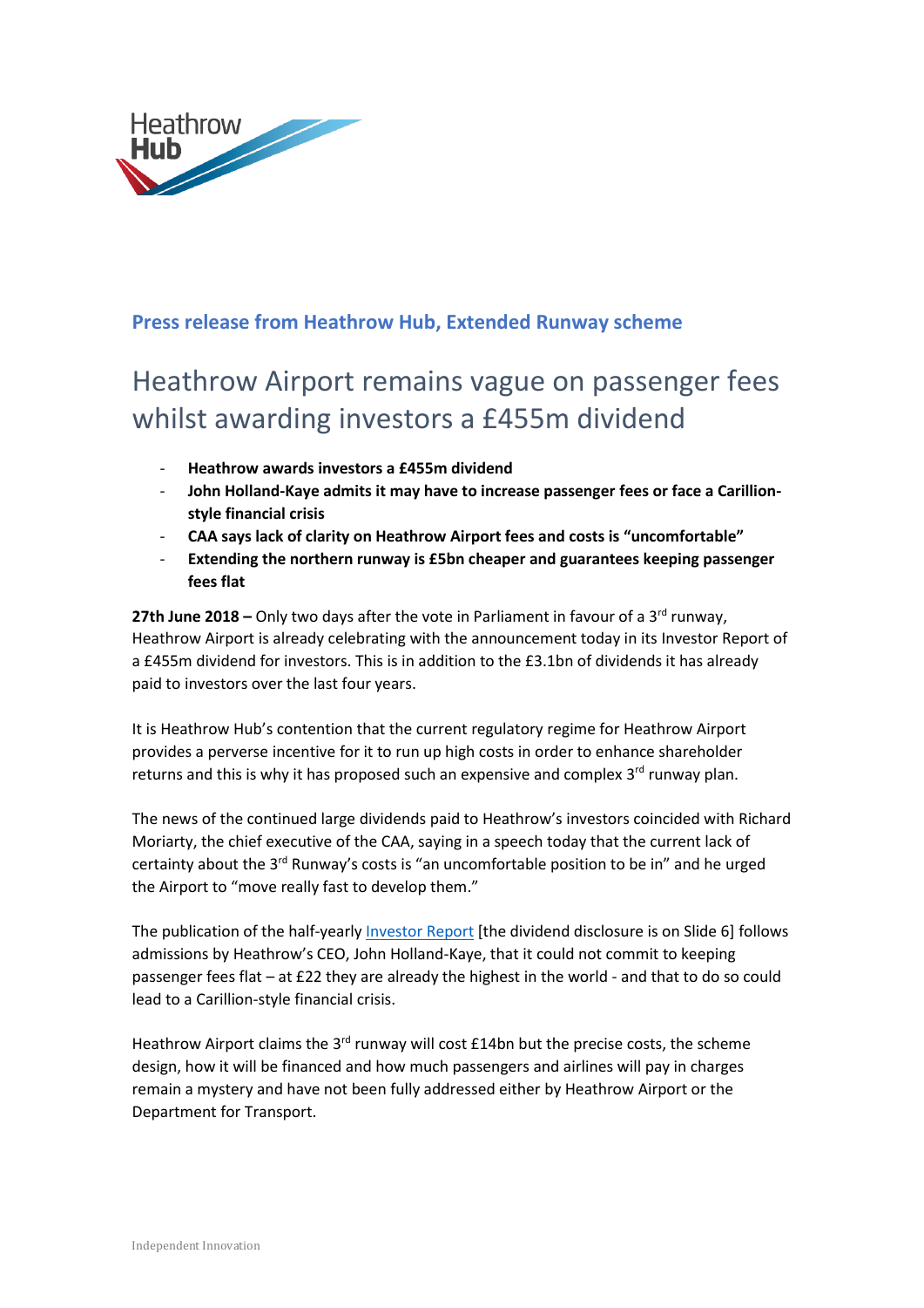Heathrow Hub

**Press release from Heathrow Hub, Extended Runway scheme**

# Heathrow Airport remains vague on passenger fees whilst awarding investors a £455m dividend

- **Heathrow awards investors a £455m dividend**
- **John Holland-Kaye admits it may have to increase passenger fees or face a Carillion-style financial crisis**
- **CAA says lack of clarity on Heathrow Airport fees and costs is "uncomfortable"**
- **Extending the northern runway is £5bn cheaper and guarantees keeping passenger fees flat**

**27th June 2018 –** Only two days after the vote in Parliament in favour of a 3rd runway, Heathrow Airport is already celebrating with the announcement today in its Investor Report of a £455m dividend for investors. This is in addition to the £3.1bn of dividends it has already paid to investors over the last four years.

It is Heathrow Hub's contention that the current regulatory regime for Heathrow Airport provides a perverse incentive for it to run up high costs in order to enhance shareholder returns and this is why it has proposed such an expensive and complex 3rd runway plan.

The news of the continued large dividends paid to Heathrow's investors coincided with Richard Moriarty, the chief executive of the CAA, saying in a speech today that the current lack of certainty about the 3rd Runway's costs is "an uncomfortable position to be in" and he urged the Airport to "move really fast to develop them."

The publication of the half-yearly Investor Report [the dividend disclosure is on Slide 6] follows admissions by Heathrow's CEO, John Holland-Kaye, that it could not commit to keeping passenger fees flat – at £22 they are already the highest in the world - and that to do so could lead to a Carillion-style financial crisis.

Heathrow Airport claims the 3rd runway will cost £14bn but the precise costs, the scheme design, how it will be financed and how much passengers and airlines will pay in charges remain a mystery and have not been fully addressed either by Heathrow Airport or the Department for Transport.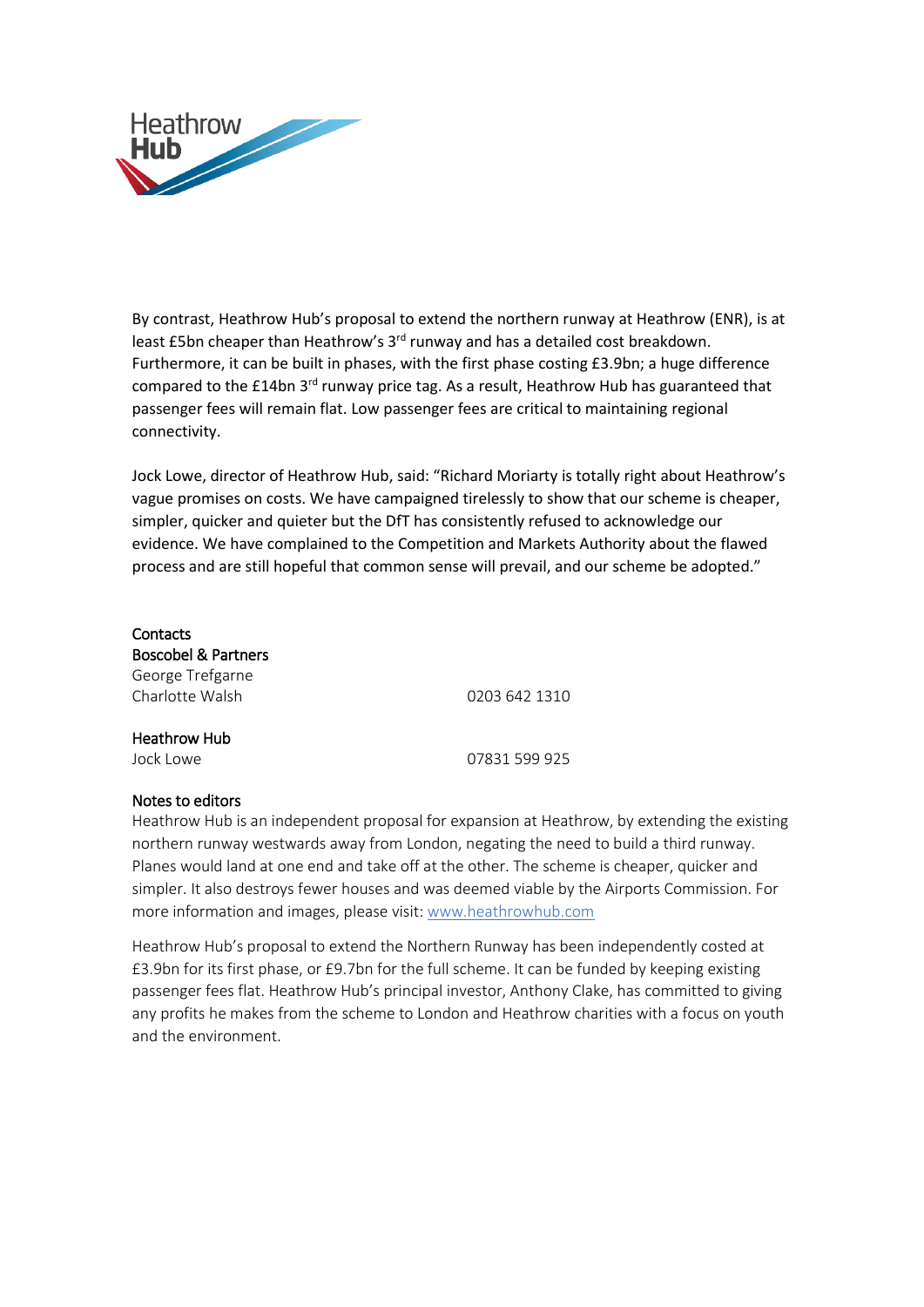By contrast, Heathrow Hub's proposal to extend the northern runway at Heathrow (ENR), is at least £5bn cheaper than Heathrow's 3rd runway and has a detailed cost breakdown. Furthermore, it can be built in phases, with the first phase costing £3.9bn; a huge difference compared to the £14bn 3rd runway price tag. As a result, Heathrow Hub has guaranteed that passenger fees will remain flat. Low passenger fees are critical to maintaining regional connectivity.

Jock Lowe, director of Heathrow Hub, said: "Richard Moriarty is totally right about Heathrow's vague promises on costs. We have campaigned tirelessly to show that our scheme is cheaper, simpler, quicker and quieter but the DfT has consistently refused to acknowledge our evidence. We have complained to the Competition and Markets Authority about the flawed process and are still hopeful that common sense will prevail, and our scheme be adopted."

**Contacts**

**Boscobel & Partners**
George Trefgarne
Charlotte Walsh 0203 642 1310

**Heathrow Hub**
Jock Lowe 07831 599 925

**Notes to editors**

Heathrow Hub is an independent proposal for expansion at Heathrow, by extending the existing northern runway westwards away from London, negating the need to build a third runway. Planes would land at one end and take off at the other. The scheme is cheaper, quicker and simpler. It also destroys fewer houses and was deemed viable by the Airports Commission. For more information and images, please visit: www.heathrowhub.com

Heathrow Hub's proposal to extend the Northern Runway has been independently costed at £3.9bn for its first phase, or £9.7bn for the full scheme. It can be funded by keeping existing passenger fees flat. Heathrow Hub's principal investor, Anthony Clake, has committed to giving any profits he makes from the scheme to London and Heathrow charities with a focus on youth and the environment.